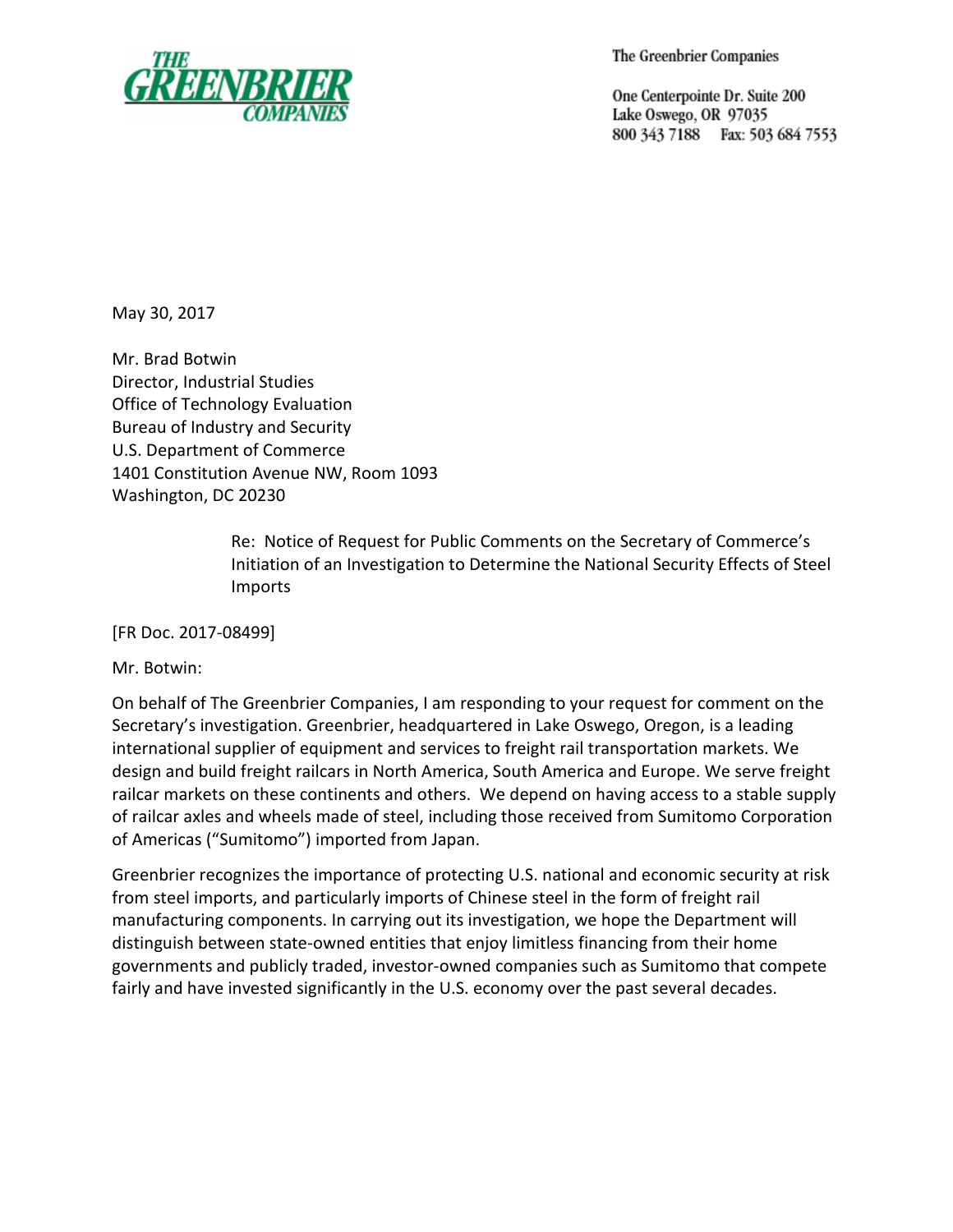THE GREENBRIER COMPANIES

The Greenbrier Companies

One Centerpointe Dr. Suite 200
Lake Oswego, OR 97035
800 343 7188 Fax: 503 684 7553

May 30, 2017

Mr. Brad Botwin
Director, Industrial Studies
Office of Technology Evaluation
Bureau of Industry and Security
U.S. Department of Commerce
1401 Constitution Avenue NW, Room 1093
Washington, DC 20230

> Re: Notice of Request for Public Comments on the Secretary of Commerce's Initiation of an Investigation to Determine the National Security Effects of Steel Imports

[FR Doc. 2017-08499]

Mr. Botwin:

On behalf of The Greenbrier Companies, I am responding to your request for comment on the Secretary's investigation. Greenbrier, headquartered in Lake Oswego, Oregon, is a leading international supplier of equipment and services to freight rail transportation markets. We design and build freight railcars in North America, South America and Europe. We serve freight railcar markets on these continents and others. We depend on having access to a stable supply of railcar axles and wheels made of steel, including those received from Sumitomo Corporation of Americas ("Sumitomo") imported from Japan.

Greenbrier recognizes the importance of protecting U.S. national and economic security at risk from steel imports, and particularly imports of Chinese steel in the form of freight rail manufacturing components. In carrying out its investigation, we hope the Department will distinguish between state-owned entities that enjoy limitless financing from their home governments and publicly traded, investor-owned companies such as Sumitomo that compete fairly and have invested significantly in the U.S. economy over the past several decades.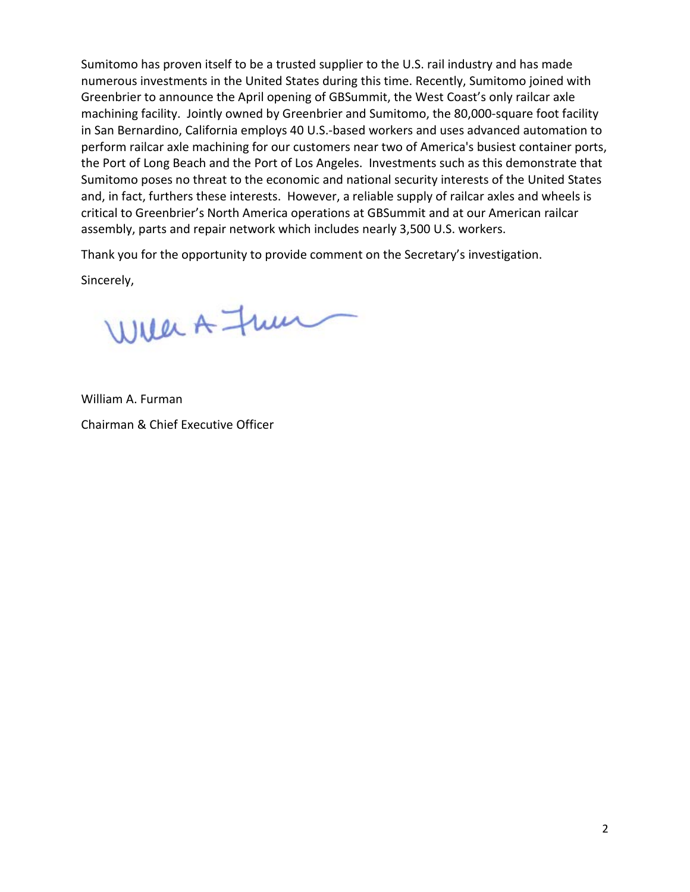Sumitomo has proven itself to be a trusted supplier to the U.S. rail industry and has made numerous investments in the United States during this time. Recently, Sumitomo joined with Greenbrier to announce the April opening of GBSummit, the West Coast's only railcar axle machining facility. Jointly owned by Greenbrier and Sumitomo, the 80,000-square foot facility in San Bernardino, California employs 40 U.S.-based workers and uses advanced automation to perform railcar axle machining for our customers near two of America's busiest container ports, the Port of Long Beach and the Port of Los Angeles. Investments such as this demonstrate that Sumitomo poses no threat to the economic and national security interests of the United States and, in fact, furthers these interests. However, a reliable supply of railcar axles and wheels is critical to Greenbrier's North America operations at GBSummit and at our American railcar assembly, parts and repair network which includes nearly 3,500 U.S. workers.

Thank you for the opportunity to provide comment on the Secretary's investigation.

Sincerely,

William A. Furman

Chairman & Chief Executive Officer